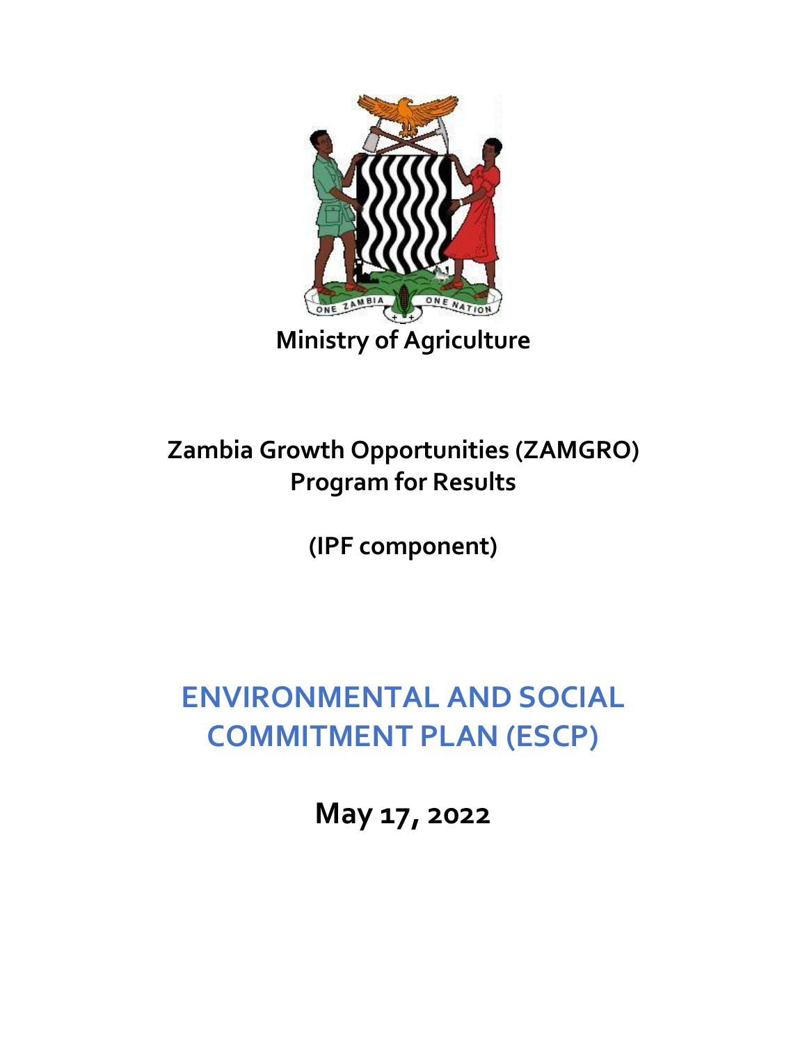Ministry of Agriculture

# Zambia Growth Opportunities (ZAMGRO) Program for Results

**(IPF component)**

# ENVIRONMENTAL AND SOCIAL COMMITMENT PLAN (ESCP)

**May 17, 2022**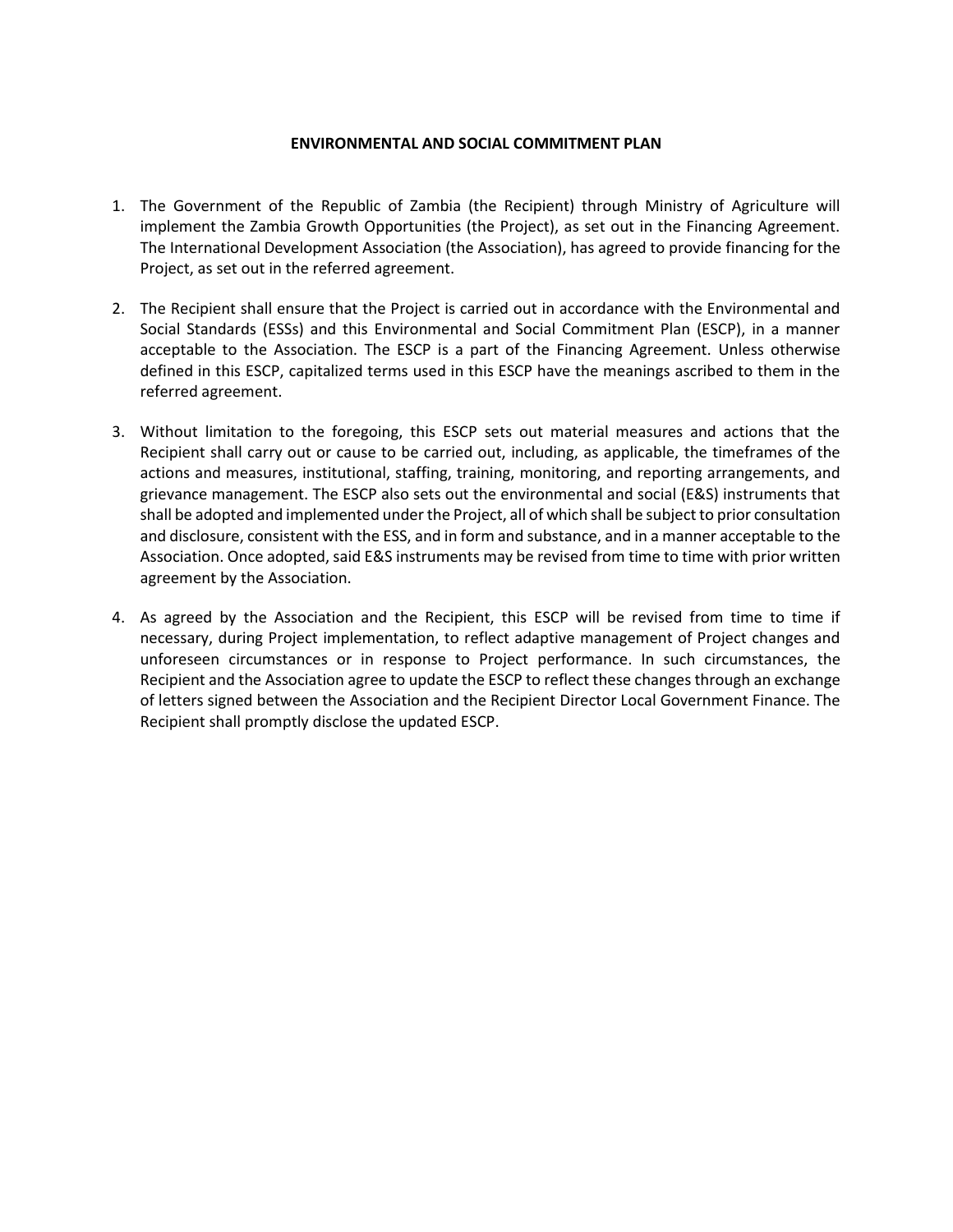## ENVIRONMENTAL AND SOCIAL COMMITMENT PLAN

1. The Government of the Republic of Zambia (the Recipient) through Ministry of Agriculture will implement the Zambia Growth Opportunities (the Project), as set out in the Financing Agreement. The International Development Association (the Association), has agreed to provide financing for the Project, as set out in the referred agreement.

2. The Recipient shall ensure that the Project is carried out in accordance with the Environmental and Social Standards (ESSs) and this Environmental and Social Commitment Plan (ESCP), in a manner acceptable to the Association. The ESCP is a part of the Financing Agreement. Unless otherwise defined in this ESCP, capitalized terms used in this ESCP have the meanings ascribed to them in the referred agreement.

3. Without limitation to the foregoing, this ESCP sets out material measures and actions that the Recipient shall carry out or cause to be carried out, including, as applicable, the timeframes of the actions and measures, institutional, staffing, training, monitoring, and reporting arrangements, and grievance management. The ESCP also sets out the environmental and social (E&S) instruments that shall be adopted and implemented under the Project, all of which shall be subject to prior consultation and disclosure, consistent with the ESS, and in form and substance, and in a manner acceptable to the Association. Once adopted, said E&S instruments may be revised from time to time with prior written agreement by the Association.

4. As agreed by the Association and the Recipient, this ESCP will be revised from time to time if necessary, during Project implementation, to reflect adaptive management of Project changes and unforeseen circumstances or in response to Project performance. In such circumstances, the Recipient and the Association agree to update the ESCP to reflect these changes through an exchange of letters signed between the Association and the Recipient Director Local Government Finance. The Recipient shall promptly disclose the updated ESCP.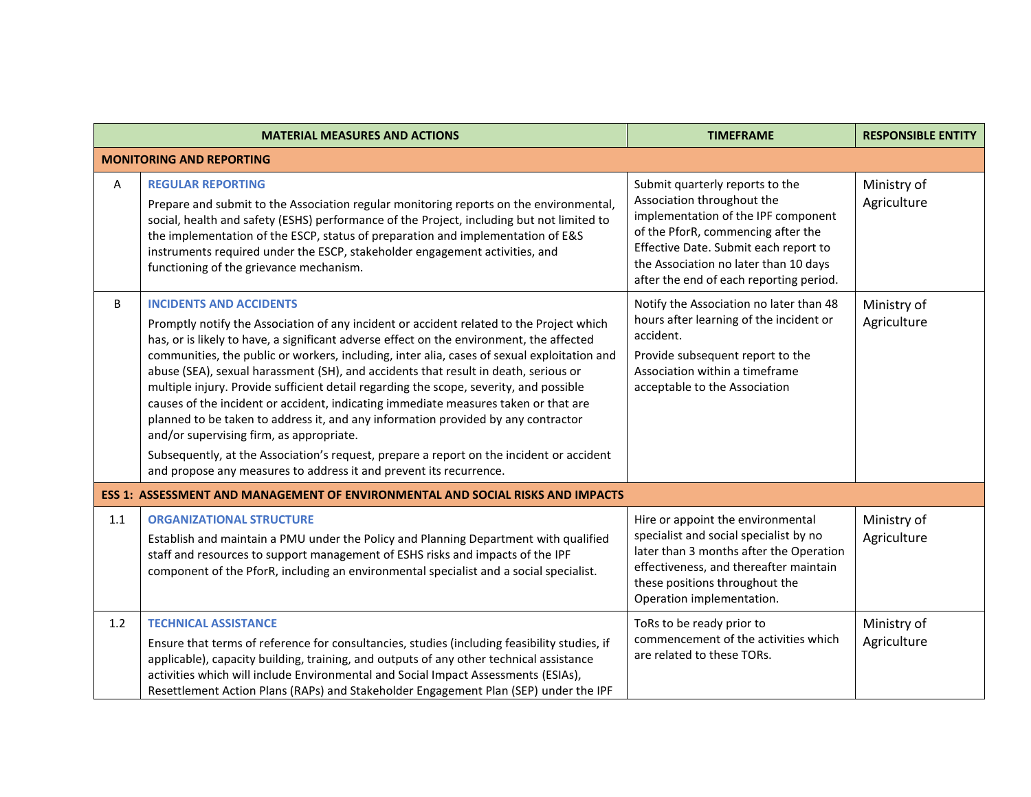| | MATERIAL MEASURES AND ACTIONS | TIMEFRAME | RESPONSIBLE ENTITY |
|---|---|---|---|
| **MONITORING AND REPORTING** | | | |
| A | **REGULAR REPORTING**<br>Prepare and submit to the Association regular monitoring reports on the environmental, social, health and safety (ESHS) performance of the Project, including but not limited to the implementation of the ESCP, status of preparation and implementation of E&S instruments required under the ESCP, stakeholder engagement activities, and functioning of the grievance mechanism. | Submit quarterly reports to the Association throughout the implementation of the IPF component of the PforR, commencing after the Effective Date. Submit each report to the Association no later than 10 days after the end of each reporting period. | Ministry of Agriculture |
| B | **INCIDENTS AND ACCIDENTS**<br>Promptly notify the Association of any incident or accident related to the Project which has, or is likely to have, a significant adverse effect on the environment, the affected communities, the public or workers, including, inter alia, cases of sexual exploitation and abuse (SEA), sexual harassment (SH), and accidents that result in death, serious or multiple injury. Provide sufficient detail regarding the scope, severity, and possible causes of the incident or accident, indicating immediate measures taken or that are planned to be taken to address it, and any information provided by any contractor and/or supervising firm, as appropriate.<br>Subsequently, at the Association's request, prepare a report on the incident or accident and propose any measures to address it and prevent its recurrence. | Notify the Association no later than 48 hours after learning of the incident or accident.<br>Provide subsequent report to the Association within a timeframe acceptable to the Association | Ministry of Agriculture |
| **ESS 1: ASSESSMENT AND MANAGEMENT OF ENVIRONMENTAL AND SOCIAL RISKS AND IMPACTS** | | | |
| 1.1 | **ORGANIZATIONAL STRUCTURE**<br>Establish and maintain a PMU under the Policy and Planning Department with qualified staff and resources to support management of ESHS risks and impacts of the IPF component of the PforR, including an environmental specialist and a social specialist. | Hire or appoint the environmental specialist and social specialist by no later than 3 months after the Operation effectiveness, and thereafter maintain these positions throughout the Operation implementation. | Ministry of Agriculture |
| 1.2 | **TECHNICAL ASSISTANCE**<br>Ensure that terms of reference for consultancies, studies (including feasibility studies, if applicable), capacity building, training, and outputs of any other technical assistance activities which will include Environmental and Social Impact Assessments (ESIAs), Resettlement Action Plans (RAPs) and Stakeholder Engagement Plan (SEP) under the IPF | ToRs to be ready prior to commencement of the activities which are related to these TORs. | Ministry of Agriculture |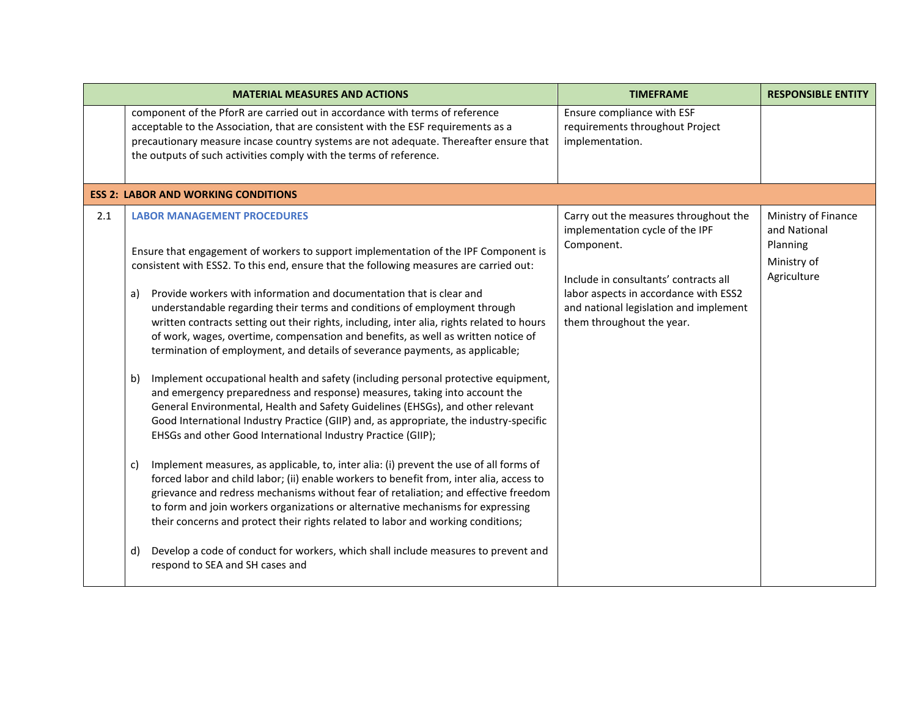| | MATERIAL MEASURES AND ACTIONS | TIMEFRAME | RESPONSIBLE ENTITY |
|---|---|---|---|
| | component of the PforR are carried out in accordance with terms of reference acceptable to the Association, that are consistent with the ESF requirements as a precautionary measure incase country systems are not adequate. Thereafter ensure that the outputs of such activities comply with the terms of reference. | Ensure compliance with ESF requirements throughout Project implementation. | |
| **ESS 2: LABOR AND WORKING CONDITIONS** | | | |
| 2.1 | **LABOR MANAGEMENT PROCEDURES**<br><br>Ensure that engagement of workers to support implementation of the IPF Component is consistent with ESS2. To this end, ensure that the following measures are carried out:<br><br>a) Provide workers with information and documentation that is clear and understandable regarding their terms and conditions of employment through written contracts setting out their rights, including, inter alia, rights related to hours of work, wages, overtime, compensation and benefits, as well as written notice of termination of employment, and details of severance payments, as applicable;<br><br>b) Implement occupational health and safety (including personal protective equipment, and emergency preparedness and response) measures, taking into account the General Environmental, Health and Safety Guidelines (EHSGs), and other relevant Good International Industry Practice (GIIP) and, as appropriate, the industry-specific EHSGs and other Good International Industry Practice (GIIP);<br><br>c) Implement measures, as applicable, to, inter alia: (i) prevent the use of all forms of forced labor and child labor; (ii) enable workers to benefit from, inter alia, access to grievance and redress mechanisms without fear of retaliation; and effective freedom to form and join workers organizations or alternative mechanisms for expressing their concerns and protect their rights related to labor and working conditions;<br><br>d) Develop a code of conduct for workers, which shall include measures to prevent and respond to SEA and SH cases and | Carry out the measures throughout the implementation cycle of the IPF Component.<br><br>Include in consultants' contracts all labor aspects in accordance with ESS2 and national legislation and implement them throughout the year. | Ministry of Finance and National Planning<br><br>Ministry of Agriculture |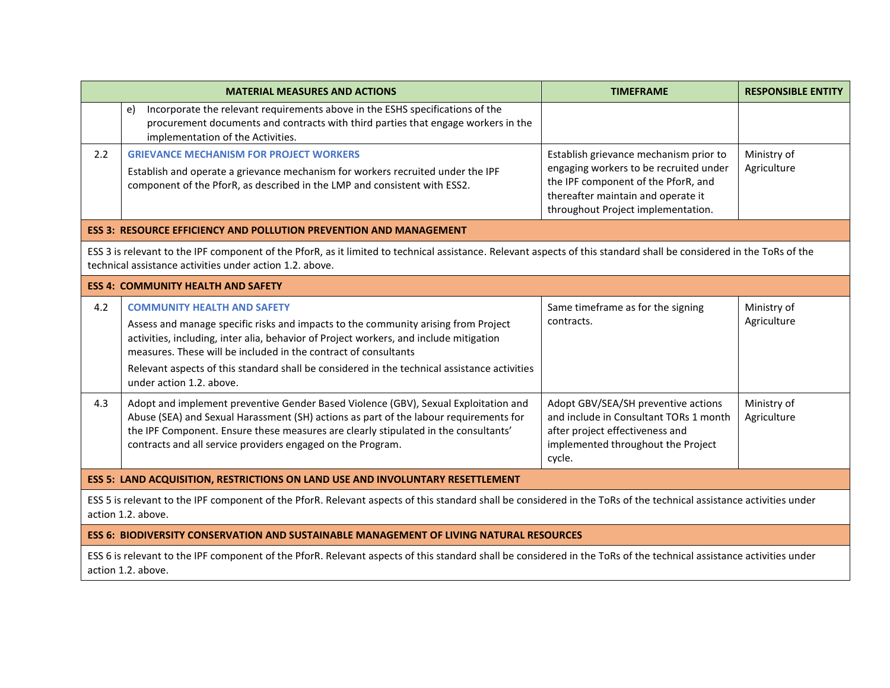| | MATERIAL MEASURES AND ACTIONS | TIMEFRAME | RESPONSIBLE ENTITY |
|---|---|---|---|
| | e) Incorporate the relevant requirements above in the ESHS specifications of the procurement documents and contracts with third parties that engage workers in the implementation of the Activities. | | |
| 2.2 | **GRIEVANCE MECHANISM FOR PROJECT WORKERS**<br>Establish and operate a grievance mechanism for workers recruited under the IPF component of the PforR, as described in the LMP and consistent with ESS2. | Establish grievance mechanism prior to engaging workers to be recruited under the IPF component of the PforR, and thereafter maintain and operate it throughout Project implementation. | Ministry of Agriculture |
| **ESS 3: RESOURCE EFFICIENCY AND POLLUTION PREVENTION AND MANAGEMENT** | | | |
| ESS 3 is relevant to the IPF component of the PforR, as it limited to technical assistance. Relevant aspects of this standard shall be considered in the ToRs of the technical assistance activities under action 1.2. above. | | | |
| **ESS 4: COMMUNITY HEALTH AND SAFETY** | | | |
| 4.2 | **COMMUNITY HEALTH AND SAFETY**<br>Assess and manage specific risks and impacts to the community arising from Project activities, including, inter alia, behavior of Project workers, and include mitigation measures. These will be included in the contract of consultants<br>Relevant aspects of this standard shall be considered in the technical assistance activities under action 1.2. above. | Same timeframe as for the signing contracts. | Ministry of Agriculture |
| 4.3 | Adopt and implement preventive Gender Based Violence (GBV), Sexual Exploitation and Abuse (SEA) and Sexual Harassment (SH) actions as part of the labour requirements for the IPF Component. Ensure these measures are clearly stipulated in the consultants' contracts and all service providers engaged on the Program. | Adopt GBV/SEA/SH preventive actions and include in Consultant TORs 1 month after project effectiveness and implemented throughout the Project cycle. | Ministry of Agriculture |
| **ESS 5: LAND ACQUISITION, RESTRICTIONS ON LAND USE AND INVOLUNTARY RESETTLEMENT** | | | |
| ESS 5 is relevant to the IPF component of the PforR. Relevant aspects of this standard shall be considered in the ToRs of the technical assistance activities under action 1.2. above. | | | |
| **ESS 6: BIODIVERSITY CONSERVATION AND SUSTAINABLE MANAGEMENT OF LIVING NATURAL RESOURCES** | | | |
| ESS 6 is relevant to the IPF component of the PforR. Relevant aspects of this standard shall be considered in the ToRs of the technical assistance activities under action 1.2. above. | | | |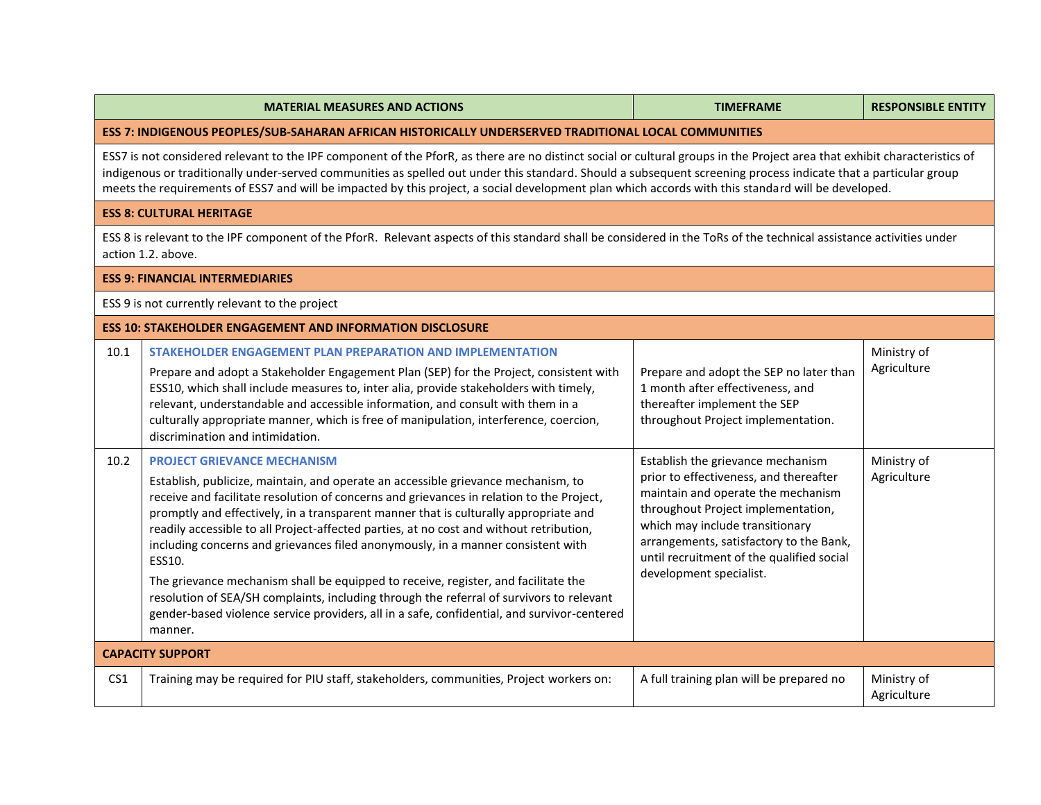| | MATERIAL MEASURES AND ACTIONS | TIMEFRAME | RESPONSIBLE ENTITY |
|---|---|---|---|
| **ESS 7: INDIGENOUS PEOPLES/SUB-SAHARAN AFRICAN HISTORICALLY UNDERSERVED TRADITIONAL LOCAL COMMUNITIES** | | | |
| ESS7 is not considered relevant to the IPF component of the PforR, as there are no distinct social or cultural groups in the Project area that exhibit characteristics of indigenous or traditionally under-served communities as spelled out under this standard. Should a subsequent screening process indicate that a particular group meets the requirements of ESS7 and will be impacted by this project, a social development plan which accords with this standard will be developed. | | | |
| **ESS 8: CULTURAL HERITAGE** | | | |
| ESS 8 is relevant to the IPF component of the PforR. Relevant aspects of this standard shall be considered in the ToRs of the technical assistance activities under action 1.2. above. | | | |
| **ESS 9: FINANCIAL INTERMEDIARIES** | | | |
| ESS 9 is not currently relevant to the project | | | |
| **ESS 10: STAKEHOLDER ENGAGEMENT AND INFORMATION DISCLOSURE** | | | |
| 10.1 | **STAKEHOLDER ENGAGEMENT PLAN PREPARATION AND IMPLEMENTATION**<br>Prepare and adopt a Stakeholder Engagement Plan (SEP) for the Project, consistent with ESS10, which shall include measures to, inter alia, provide stakeholders with timely, relevant, understandable and accessible information, and consult with them in a culturally appropriate manner, which is free of manipulation, interference, coercion, discrimination and intimidation. | Prepare and adopt the SEP no later than 1 month after effectiveness, and thereafter implement the SEP throughout Project implementation. | Ministry of Agriculture |
| 10.2 | **PROJECT GRIEVANCE MECHANISM**<br>Establish, publicize, maintain, and operate an accessible grievance mechanism, to receive and facilitate resolution of concerns and grievances in relation to the Project, promptly and effectively, in a transparent manner that is culturally appropriate and readily accessible to all Project-affected parties, at no cost and without retribution, including concerns and grievances filed anonymously, in a manner consistent with ESS10.<br>The grievance mechanism shall be equipped to receive, register, and facilitate the resolution of SEA/SH complaints, including through the referral of survivors to relevant gender-based violence service providers, all in a safe, confidential, and survivor-centered manner. | Establish the grievance mechanism prior to effectiveness, and thereafter maintain and operate the mechanism throughout Project implementation, which may include transitionary arrangements, satisfactory to the Bank, until recruitment of the qualified social development specialist. | Ministry of Agriculture |
| **CAPACITY SUPPORT** | | | |
| CS1 | Training may be required for PIU staff, stakeholders, communities, Project workers on: | A full training plan will be prepared no | Ministry of Agriculture |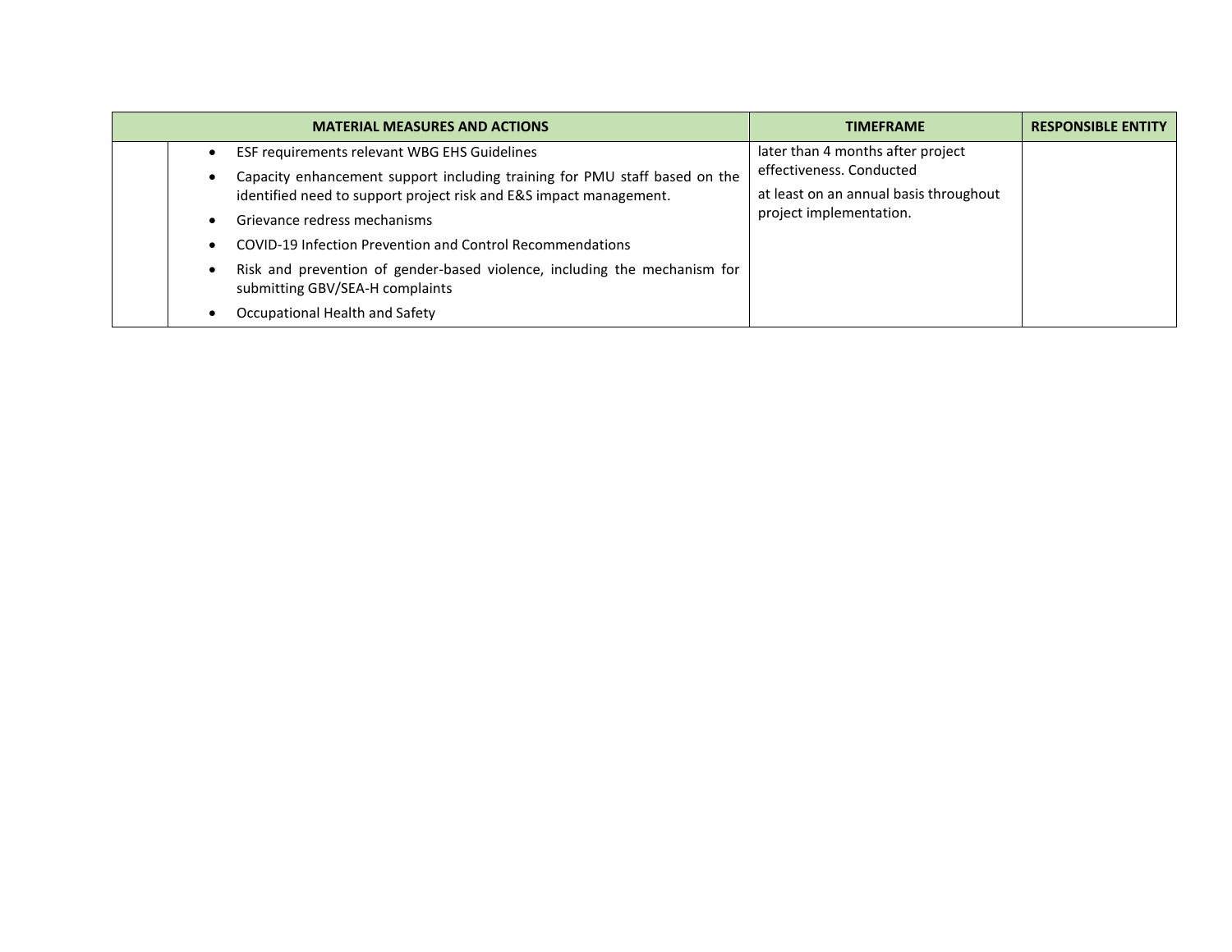| MATERIAL MEASURES AND ACTIONS | | TIMEFRAME | RESPONSIBLE ENTITY |
|---|---|---|---|
| | • ESF requirements relevant WBG EHS Guidelines<br>• Capacity enhancement support including training for PMU staff based on the identified need to support project risk and E&S impact management.<br>• Grievance redress mechanisms<br>• COVID-19 Infection Prevention and Control Recommendations<br>• Risk and prevention of gender-based violence, including the mechanism for submitting GBV/SEA-H complaints<br>• Occupational Health and Safety | later than 4 months after project effectiveness. Conducted<br>at least on an annual basis throughout project implementation. | |